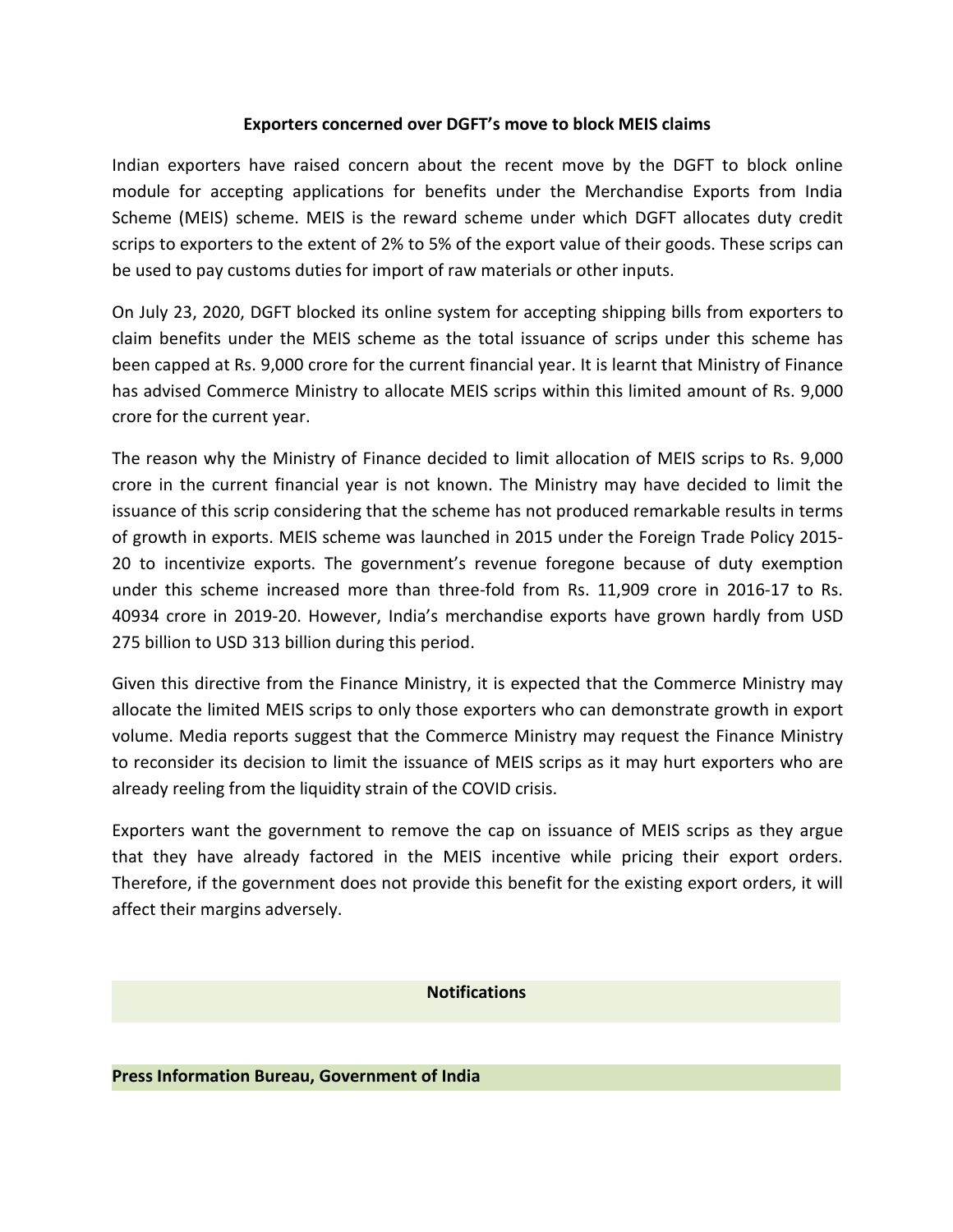## Exporters concerned over DGFT's move to block MEIS claims

Indian exporters have raised concern about the recent move by the DGFT to block online module for accepting applications for benefits under the Merchandise Exports from India Scheme (MEIS) scheme. MEIS is the reward scheme under which DGFT allocates duty credit scrips to exporters to the extent of 2% to 5% of the export value of their goods. These scrips can be used to pay customs duties for import of raw materials or other inputs.

On July 23, 2020, DGFT blocked its online system for accepting shipping bills from exporters to claim benefits under the MEIS scheme as the total issuance of scrips under this scheme has been capped at Rs. 9,000 crore for the current financial year. It is learnt that Ministry of Finance has advised Commerce Ministry to allocate MEIS scrips within this limited amount of Rs. 9,000 crore for the current year.

The reason why the Ministry of Finance decided to limit allocation of MEIS scrips to Rs. 9,000 crore in the current financial year is not known. The Ministry may have decided to limit the issuance of this scrip considering that the scheme has not produced remarkable results in terms of growth in exports. MEIS scheme was launched in 2015 under the Foreign Trade Policy 2015-20 to incentivize exports. The government's revenue foregone because of duty exemption under this scheme increased more than three-fold from Rs. 11,909 crore in 2016-17 to Rs. 40934 crore in 2019-20. However, India's merchandise exports have grown hardly from USD 275 billion to USD 313 billion during this period.

Given this directive from the Finance Ministry, it is expected that the Commerce Ministry may allocate the limited MEIS scrips to only those exporters who can demonstrate growth in export volume. Media reports suggest that the Commerce Ministry may request the Finance Ministry to reconsider its decision to limit the issuance of MEIS scrips as it may hurt exporters who are already reeling from the liquidity strain of the COVID crisis.

Exporters want the government to remove the cap on issuance of MEIS scrips as they argue that they have already factored in the MEIS incentive while pricing their export orders. Therefore, if the government does not provide this benefit for the existing export orders, it will affect their margins adversely.

## Notifications

### Press Information Bureau, Government of India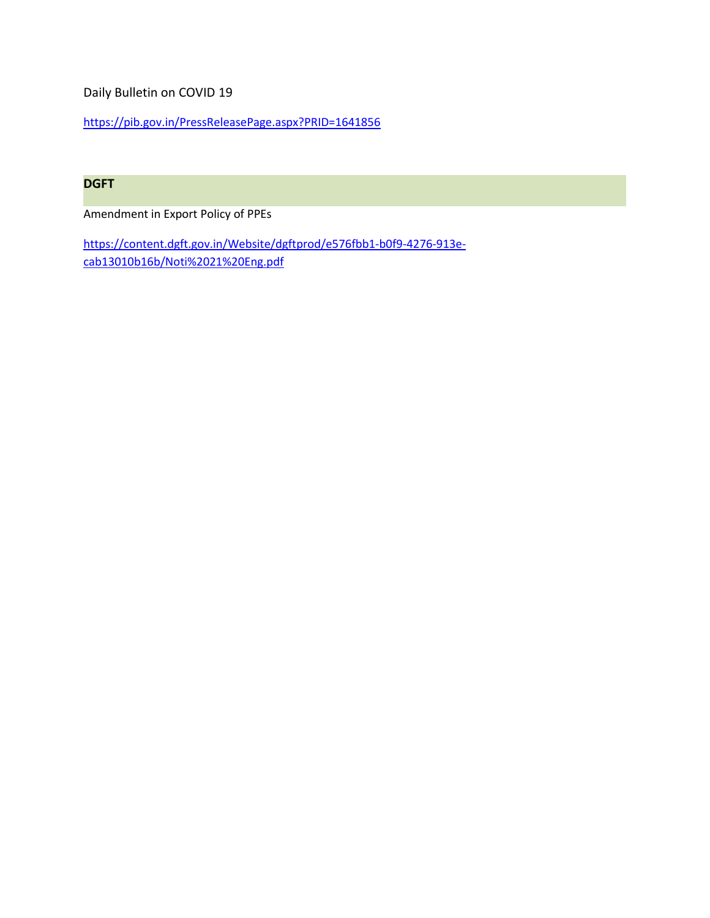Daily Bulletin on COVID 19

https://pib.gov.in/PressReleasePage.aspx?PRID=1641856

## DGFT

Amendment in Export Policy of PPEs

https://content.dgft.gov.in/Website/dgftprod/e576fbb1-b0f9-4276-913e-cab13010b16b/Noti%2021%20Eng.pdf